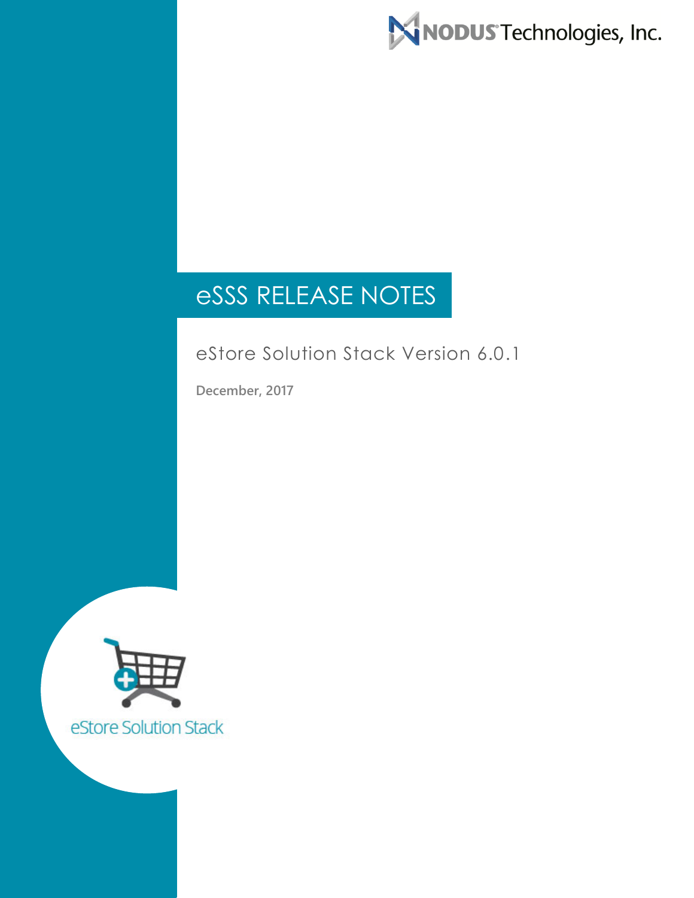NODUS Technologies, Inc.

# eSSS RELEASE NOTES

## eStore Solution Stack Version 6.0.1

**December, 2017**

eStore Solution Stack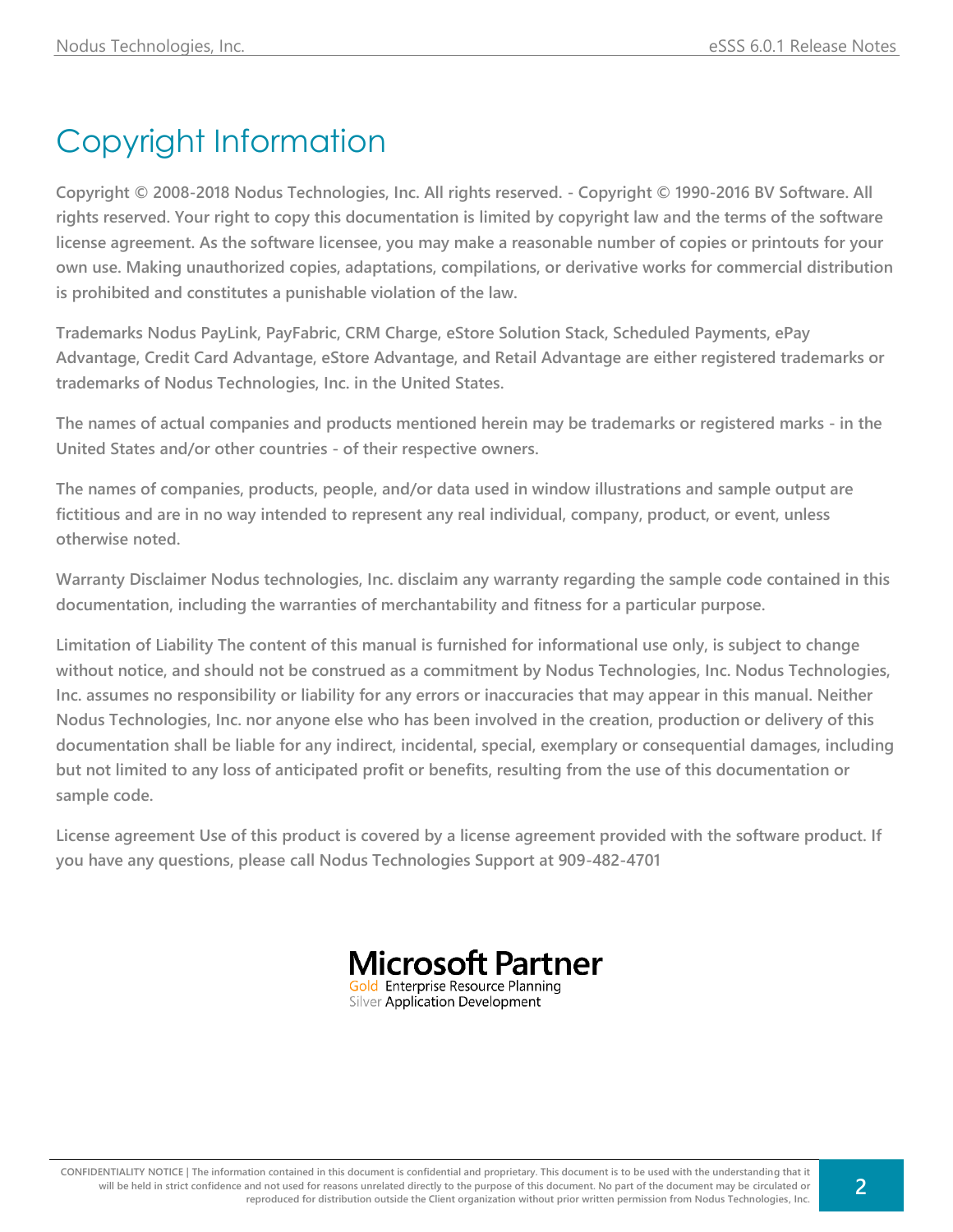# Copyright Information

Copyright © 2008-2018 Nodus Technologies, Inc. All rights reserved. - Copyright © 1990-2016 BV Software. All rights reserved. Your right to copy this documentation is limited by copyright law and the terms of the software license agreement. As the software licensee, you may make a reasonable number of copies or printouts for your own use. Making unauthorized copies, adaptations, compilations, or derivative works for commercial distribution is prohibited and constitutes a punishable violation of the law.

Trademarks Nodus PayLink, PayFabric, CRM Charge, eStore Solution Stack, Scheduled Payments, ePay Advantage, Credit Card Advantage, eStore Advantage, and Retail Advantage are either registered trademarks or trademarks of Nodus Technologies, Inc. in the United States.

The names of actual companies and products mentioned herein may be trademarks or registered marks - in the United States and/or other countries - of their respective owners.

The names of companies, products, people, and/or data used in window illustrations and sample output are fictitious and are in no way intended to represent any real individual, company, product, or event, unless otherwise noted.

Warranty Disclaimer Nodus technologies, Inc. disclaim any warranty regarding the sample code contained in this documentation, including the warranties of merchantability and fitness for a particular purpose.

Limitation of Liability The content of this manual is furnished for informational use only, is subject to change without notice, and should not be construed as a commitment by Nodus Technologies, Inc. Nodus Technologies, Inc. assumes no responsibility or liability for any errors or inaccuracies that may appear in this manual. Neither Nodus Technologies, Inc. nor anyone else who has been involved in the creation, production or delivery of this documentation shall be liable for any indirect, incidental, special, exemplary or consequential damages, including but not limited to any loss of anticipated profit or benefits, resulting from the use of this documentation or sample code.

License agreement Use of this product is covered by a license agreement provided with the software product. If you have any questions, please call Nodus Technologies Support at 909-482-4701

Microsoft Partner
Gold Enterprise Resource Planning
Silver Application Development

CONFIDENTIALITY NOTICE | The information contained in this document is confidential and proprietary. This document is to be used with the understanding that it will be held in strict confidence and not used for reasons unrelated directly to the purpose of this document. No part of the document may be circulated or reproduced for distribution outside the Client organization without prior written permission from Nodus Technologies, Inc.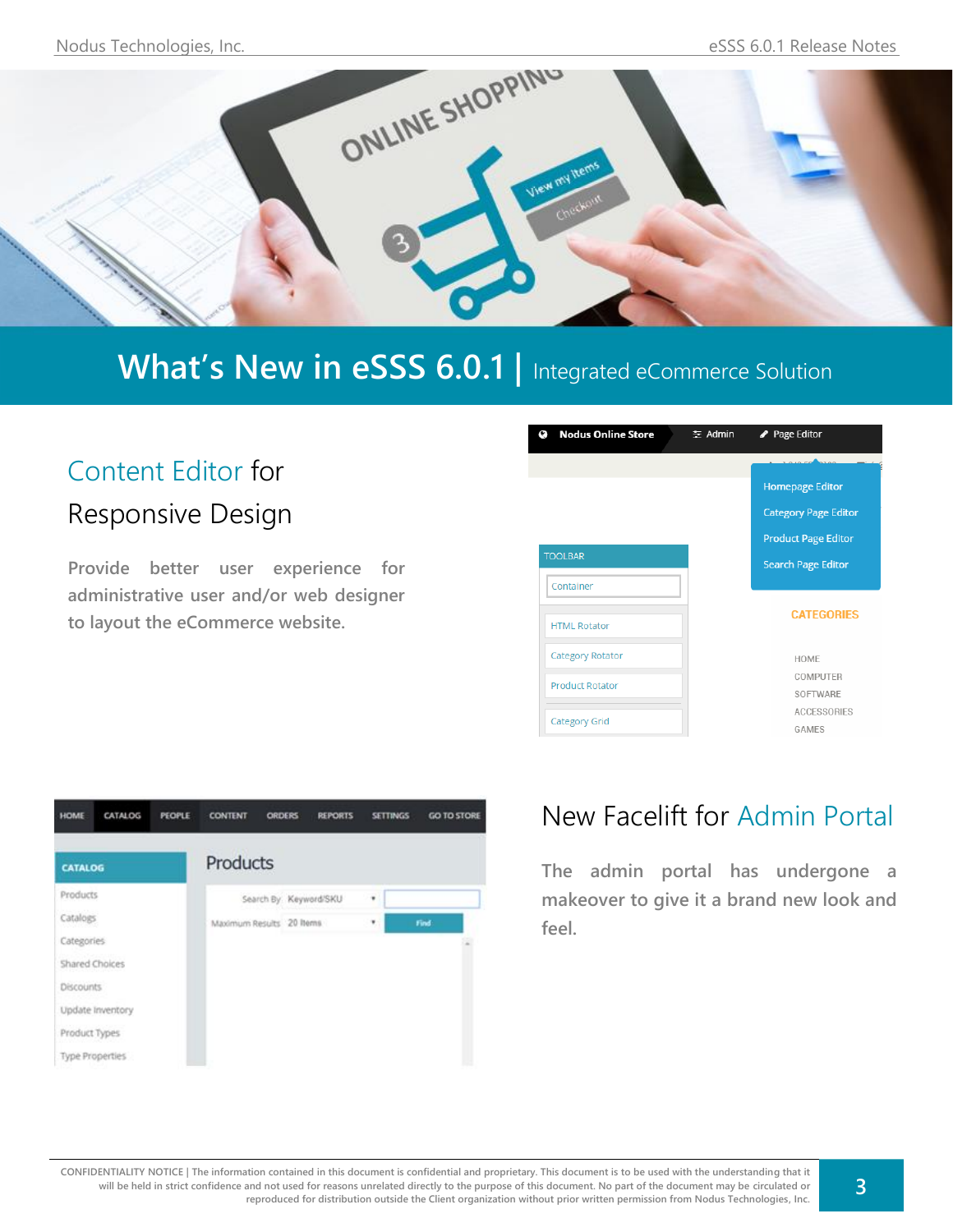# What's New in eSSS 6.0.1 | Integrated eCommerce Solution

## Content Editor for Responsive Design

**Provide better user experience for administrative user and/or web designer to layout the eCommerce website.**

## New Facelift for Admin Portal

**The admin portal has undergone a makeover to give it a brand new look and feel.**

CONFIDENTIALITY NOTICE | The information contained in this document is confidential and proprietary. This document is to be used with the understanding that it will be held in strict confidence and not used for reasons unrelated directly to the purpose of this document. No part of the document may be circulated or reproduced for distribution outside the Client organization without prior written permission from Nodus Technologies, Inc.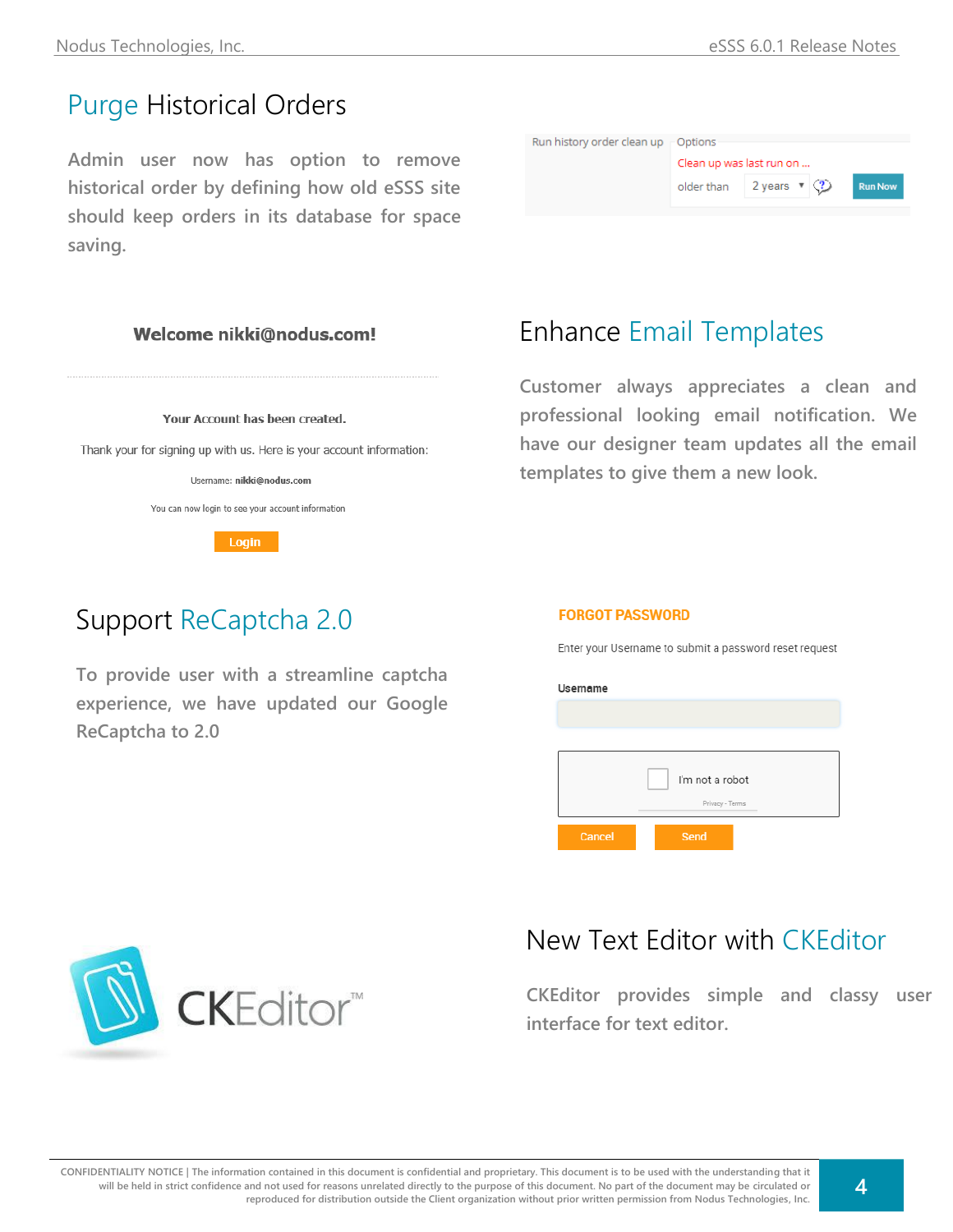## Purge Historical Orders

Admin user now has option to remove historical order by defining how old eSSS site should keep orders in its database for space saving.

Run history order clean up

Options

Clean up was last run on ...

older than 2 years

Run Now

**Welcome nikki@nodus.com!**

**Your Account has been created.**

Thank your for signing up with us. Here is your account information:

Username: **nikki@nodus.com**

You can now login to see your account information

Login

## Enhance Email Templates

Customer always appreciates a clean and professional looking email notification. We have our designer team updates all the email templates to give them a new look.

## Support ReCaptcha 2.0

To provide user with a streamline captcha experience, we have updated our Google ReCaptcha to 2.0

**FORGOT PASSWORD**

Enter your Username to submit a password reset request

**Username**

I'm not a robot

Privacy - Terms

Cancel Send

CKEditor™

## New Text Editor with CKEditor

CKEditor provides simple and classy user interface for text editor.

CONFIDENTIALITY NOTICE | The information contained in this document is confidential and proprietary. This document is to be used with the understanding that it will be held in strict confidence and not used for reasons unrelated directly to the purpose of this document. No part of the document may be circulated or reproduced for distribution outside the Client organization without prior written permission from Nodus Technologies, Inc.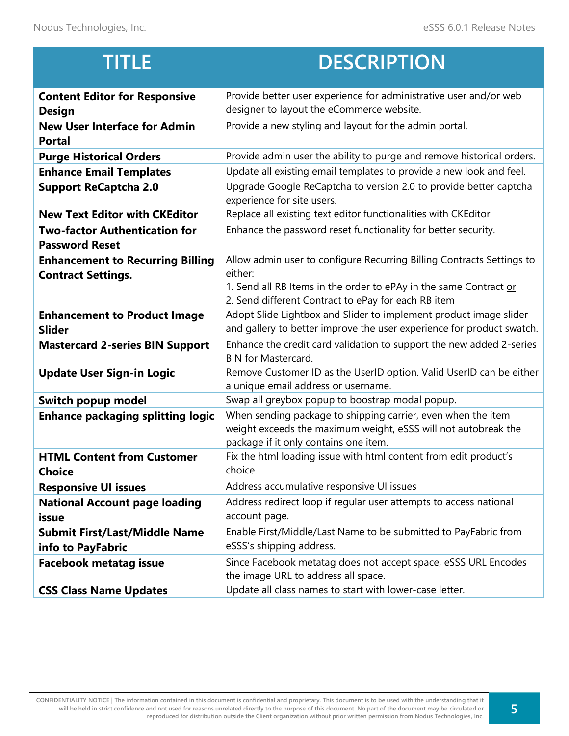| TITLE | DESCRIPTION |
|---|---|
| **Content Editor for Responsive Design** | Provide better user experience for administrative user and/or web designer to layout the eCommerce website. |
| **New User Interface for Admin Portal** | Provide a new styling and layout for the admin portal. |
| **Purge Historical Orders** | Provide admin user the ability to purge and remove historical orders. |
| **Enhance Email Templates** | Update all existing email templates to provide a new look and feel. |
| **Support ReCaptcha 2.0** | Upgrade Google ReCaptcha to version 2.0 to provide better captcha experience for site users. |
| **New Text Editor with CKEditor** | Replace all existing text editor functionalities with CKEditor |
| **Two-factor Authentication for Password Reset** | Enhance the password reset functionality for better security. |
| **Enhancement to Recurring Billing Contract Settings.** | Allow admin user to configure Recurring Billing Contracts Settings to either:<br>1. Send all RB Items in the order to ePAy in the same Contract or<br>2. Send different Contract to ePay for each RB item |
| **Enhancement to Product Image Slider** | Adopt Slide Lightbox and Slider to implement product image slider and gallery to better improve the user experience for product swatch. |
| **Mastercard 2-series BIN Support** | Enhance the credit card validation to support the new added 2-series BIN for Mastercard. |
| **Update User Sign-in Logic** | Remove Customer ID as the UserID option. Valid UserID can be either a unique email address or username. |
| **Switch popup model** | Swap all greybox popup to boostrap modal popup. |
| **Enhance packaging splitting logic** | When sending package to shipping carrier, even when the item weight exceeds the maximum weight, eSSS will not autobreak the package if it only contains one item. |
| **HTML Content from Customer Choice** | Fix the html loading issue with html content from edit product's choice. |
| **Responsive UI issues** | Address accumulative responsive UI issues |
| **National Account page loading issue** | Address redirect loop if regular user attempts to access national account page. |
| **Submit First/Last/Middle Name info to PayFabric** | Enable First/Middle/Last Name to be submitted to PayFabric from eSSS's shipping address. |
| **Facebook metatag issue** | Since Facebook metatag does not accept space, eSSS URL Encodes the image URL to address all space. |
| **CSS Class Name Updates** | Update all class names to start with lower-case letter. |

CONFIDENTIALITY NOTICE | The information contained in this document is confidential and proprietary. This document is to be used with the understanding that it will be held in strict confidence and not used for reasons unrelated directly to the purpose of this document. No part of the document may be circulated or reproduced for distribution outside the Client organization without prior written permission from Nodus Technologies, Inc.